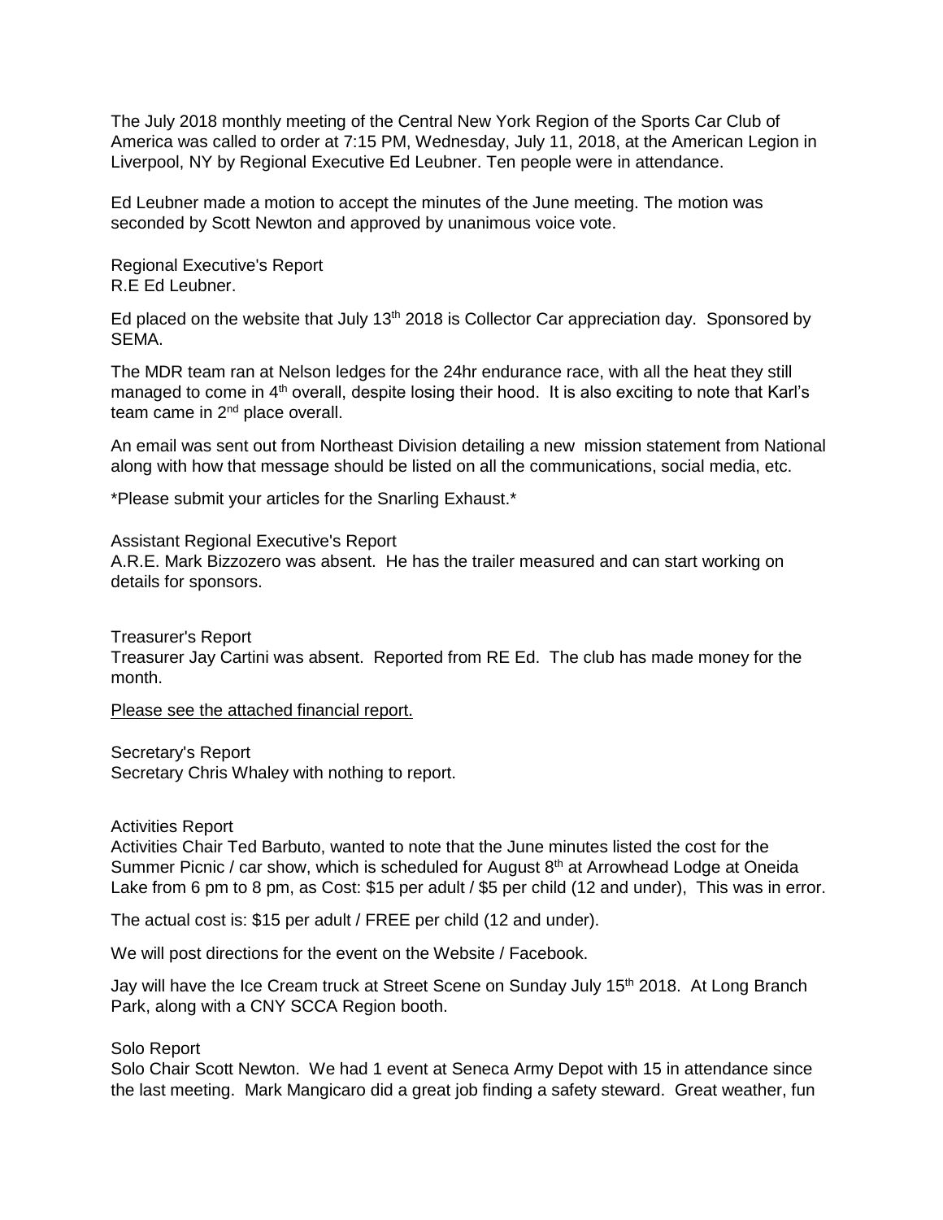The July 2018 monthly meeting of the Central New York Region of the Sports Car Club of America was called to order at 7:15 PM, Wednesday, July 11, 2018, at the American Legion in Liverpool, NY by Regional Executive Ed Leubner. Ten people were in attendance.

Ed Leubner made a motion to accept the minutes of the June meeting. The motion was seconded by Scott Newton and approved by unanimous voice vote.

Regional Executive's Report
R.E Ed Leubner.

Ed placed on the website that July 13th 2018 is Collector Car appreciation day. Sponsored by SEMA.

The MDR team ran at Nelson ledges for the 24hr endurance race, with all the heat they still managed to come in 4th overall, despite losing their hood. It is also exciting to note that Karl's team came in 2nd place overall.

An email was sent out from Northeast Division detailing a new mission statement from National along with how that message should be listed on all the communications, social media, etc.

*Please submit your articles for the Snarling Exhaust.*

Assistant Regional Executive's Report
A.R.E. Mark Bizzozero was absent. He has the trailer measured and can start working on details for sponsors.

Treasurer's Report
Treasurer Jay Cartini was absent. Reported from RE Ed. The club has made money for the month.

Please see the attached financial report.

Secretary's Report
Secretary Chris Whaley with nothing to report.

Activities Report
Activities Chair Ted Barbuto, wanted to note that the June minutes listed the cost for the Summer Picnic / car show, which is scheduled for August 8th at Arrowhead Lodge at Oneida Lake from 6 pm to 8 pm, as Cost: $15 per adult / $5 per child (12 and under), This was in error.

The actual cost is: $15 per adult / FREE per child (12 and under).

We will post directions for the event on the Website / Facebook.

Jay will have the Ice Cream truck at Street Scene on Sunday July 15th 2018. At Long Branch Park, along with a CNY SCCA Region booth.

Solo Report
Solo Chair Scott Newton. We had 1 event at Seneca Army Depot with 15 in attendance since the last meeting. Mark Mangicaro did a great job finding a safety steward. Great weather, fun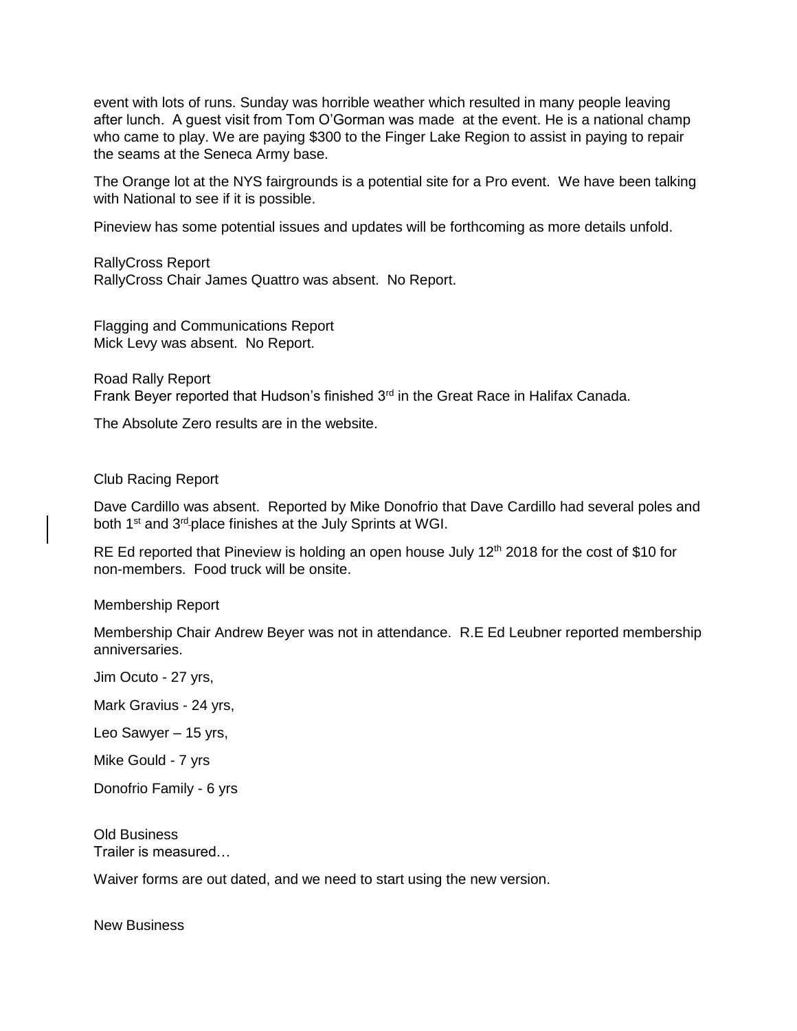event with lots of runs. Sunday was horrible weather which resulted in many people leaving after lunch. A guest visit from Tom O'Gorman was made at the event. He is a national champ who came to play. We are paying $300 to the Finger Lake Region to assist in paying to repair the seams at the Seneca Army base.

The Orange lot at the NYS fairgrounds is a potential site for a Pro event. We have been talking with National to see if it is possible.

Pineview has some potential issues and updates will be forthcoming as more details unfold.

RallyCross Report
RallyCross Chair James Quattro was absent. No Report.

Flagging and Communications Report
Mick Levy was absent. No Report.

Road Rally Report
Frank Beyer reported that Hudson's finished 3rd in the Great Race in Halifax Canada.

The Absolute Zero results are in the website.

Club Racing Report

Dave Cardillo was absent. Reported by Mike Donofrio that Dave Cardillo had several poles and both 1st and 3rd place finishes at the July Sprints at WGI.

RE Ed reported that Pineview is holding an open house July 12th 2018 for the cost of $10 for non-members. Food truck will be onsite.

Membership Report

Membership Chair Andrew Beyer was not in attendance. R.E Ed Leubner reported membership anniversaries.

Jim Ocuto - 27 yrs,

Mark Gravius - 24 yrs,

Leo Sawyer – 15 yrs,

Mike Gould - 7 yrs

Donofrio Family - 6 yrs

Old Business
Trailer is measured…

Waiver forms are out dated, and we need to start using the new version.

New Business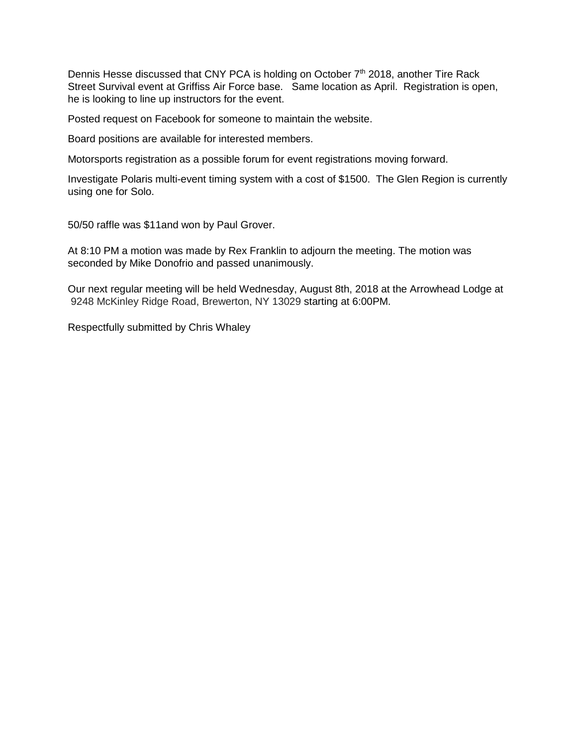Dennis Hesse discussed that CNY PCA is holding on October 7th 2018, another Tire Rack Street Survival event at Griffiss Air Force base. Same location as April. Registration is open, he is looking to line up instructors for the event.

Posted request on Facebook for someone to maintain the website.

Board positions are available for interested members.

Motorsports registration as a possible forum for event registrations moving forward.

Investigate Polaris multi-event timing system with a cost of $1500. The Glen Region is currently using one for Solo.

50/50 raffle was $11and won by Paul Grover.

At 8:10 PM a motion was made by Rex Franklin to adjourn the meeting. The motion was seconded by Mike Donofrio and passed unanimously.

Our next regular meeting will be held Wednesday, August 8th, 2018 at the Arrowhead Lodge at 9248 McKinley Ridge Road, Brewerton, NY 13029 starting at 6:00PM.

Respectfully submitted by Chris Whaley